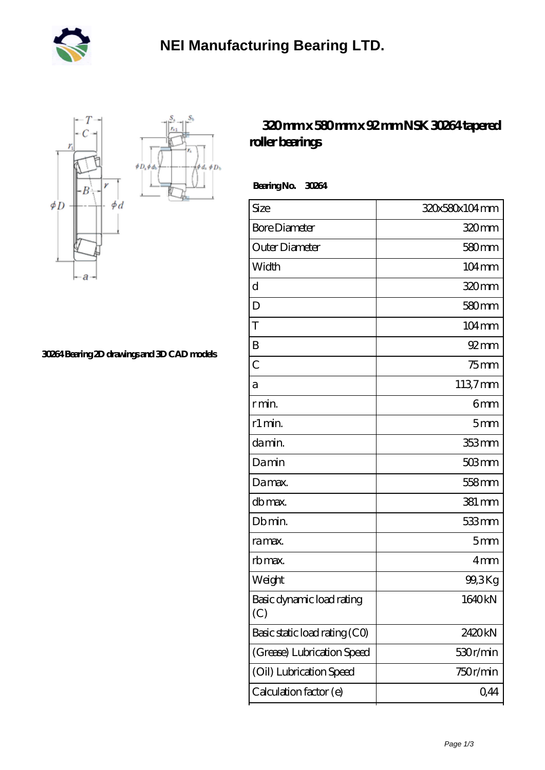# NEI Manufacturing Bearing LTD.

30264 Bearing 2D drawings and 3D CAD models

## 320 mm x 580 mm x 92 mm NSK 30264 tapered roller bearings

**Bearing No. 30264**

| Size | 320x580x104 mm |
|---|---|
| Bore Diameter | 320 mm |
| Outer Diameter | 580 mm |
| Width | 104 mm |
| d | 320 mm |
| D | 580 mm |
| T | 104 mm |
| B | 92 mm |
| C | 75 mm |
| a | 113,7 mm |
| r min. | 6 mm |
| r1 min. | 5 mm |
| da min. | 353 mm |
| Da min | 503 mm |
| Da max. | 558 mm |
| db max. | 381 mm |
| Db min. | 533 mm |
| ra max. | 5 mm |
| rb max. | 4 mm |
| Weight | 99,3 Kg |
| Basic dynamic load rating (C) | 1640 kN |
| Basic static load rating (C0) | 2420 kN |
| (Grease) Lubrication Speed | 530 r/min |
| (Oil) Lubrication Speed | 750 r/min |
| Calculation factor (e) | 0,44 |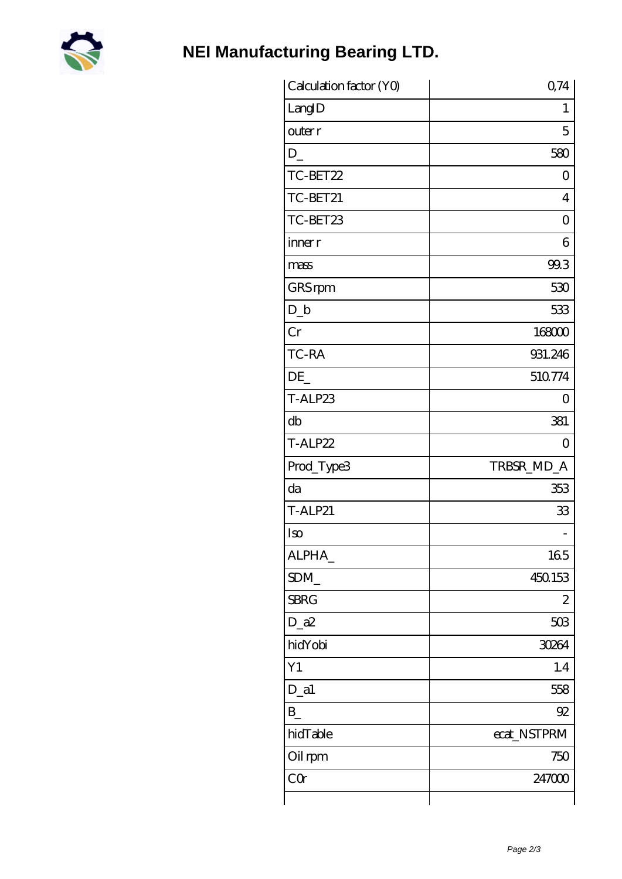# NEI Manufacturing Bearing LTD.

| Calculation factor (Y0) | 0,74 |
|---|---|
| LangID | 1 |
| outer r | 5 |
| D_ | 580 |
| TC-BET22 | 0 |
| TC-BET21 | 4 |
| TC-BET23 | 0 |
| inner r | 6 |
| mass | 99.3 |
| GRS rpm | 530 |
| D_b | 533 |
| Cr | 168000 |
| TC-RA | 931.246 |
| DE_ | 510.774 |
| T-ALP23 | 0 |
| db | 381 |
| T-ALP22 | 0 |
| Prod_Type3 | TRBSR_MD_A |
| da | 353 |
| T-ALP21 | 33 |
| Iso | - |
| ALPHA_ | 16.5 |
| SDM_ | 450.153 |
| SBRG | 2 |
| D_a2 | 503 |
| hidYobi | 30264 |
| Y1 | 1.4 |
| D_a1 | 558 |
| B_ | 92 |
| hidTable | ecat_NSTPRM |
| Oil rpm | 750 |
| C0r | 247000 |
| | |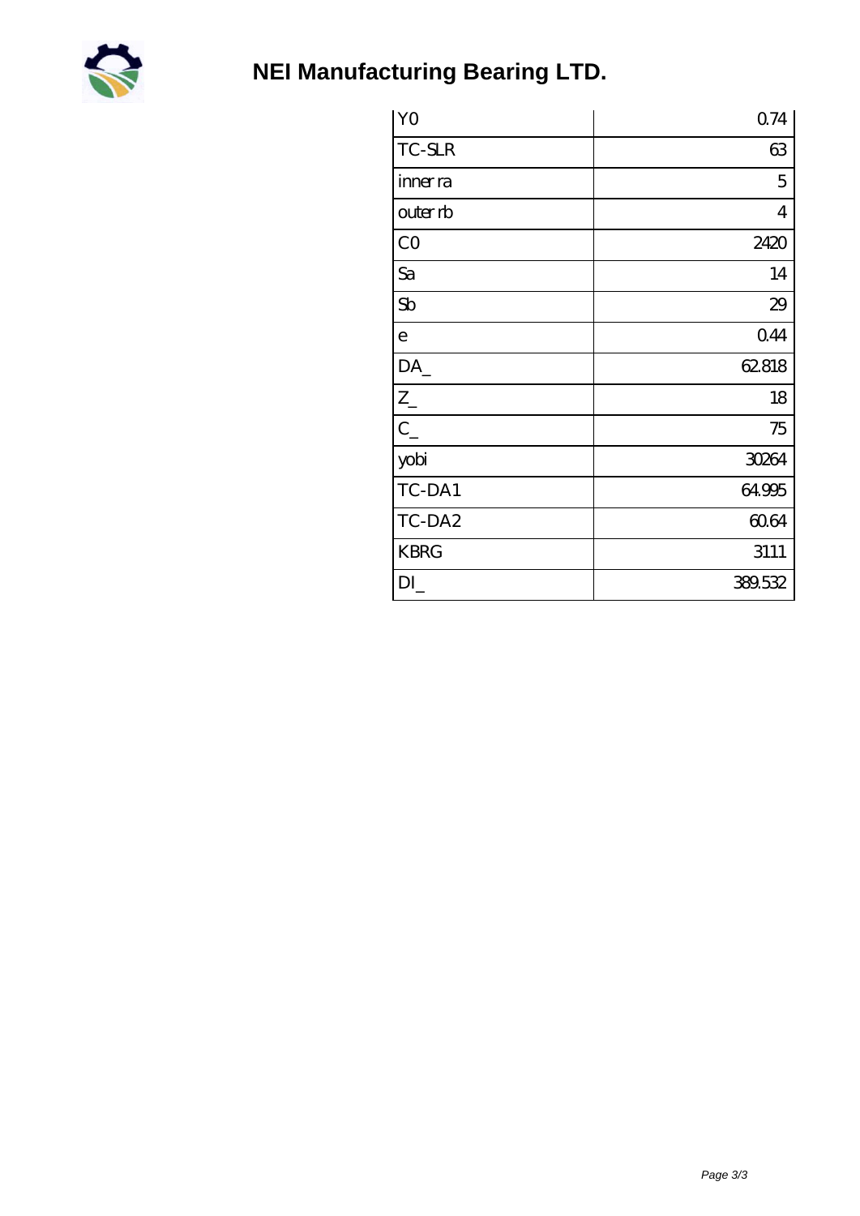## NEI Manufacturing Bearing LTD.

| | |
|---|---|
| Y0 | 0.74 |
| TC-SLR | 63 |
| inner ra | 5 |
| outer rb | 4 |
| C0 | 2420 |
| Sa | 14 |
| Sb | 29 |
| e | 0.44 |
| DA_ | 62.818 |
| Z_ | 18 |
| C_ | 75 |
| yobi | 30264 |
| TC-DA1 | 64.995 |
| TC-DA2 | 60.64 |
| KBRG | 3111 |
| DI_ | 389.532 |